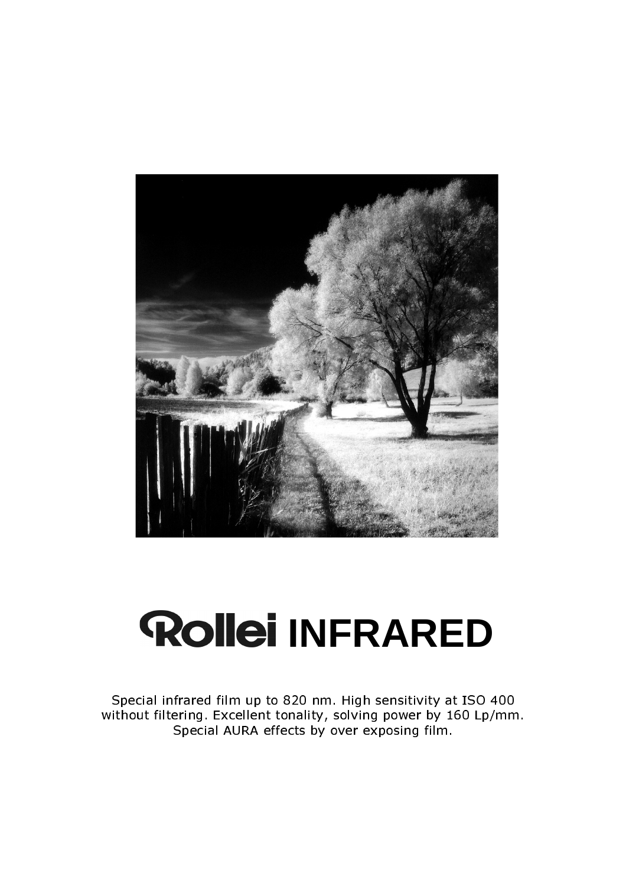# Rollei INFRARED

Special infrared film up to 820 nm. High sensitivity at ISO 400 without filtering. Excellent tonality, solving power by 160 Lp/mm. Special AURA effects by over exposing film.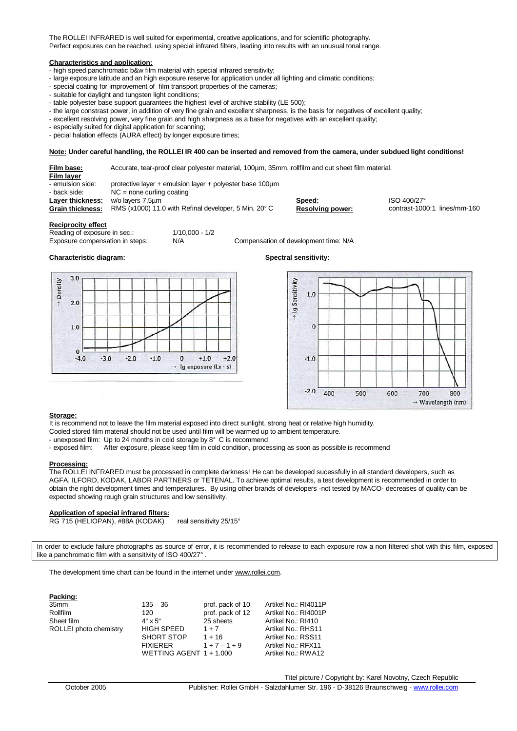The ROLLEI INFRARED is well suited for experimental, creative applications, and for scientific photography. Perfect exposures can be reached, using special infrared filters, leading into results with an unusual tonal range.

**Characteristics and application:**

- high speed panchromatic b&w film material with special infrared sensitivity;
- large exposure latitude and an high exposure reserve for application under all lighting and climatic conditions;
- special coating for improvement of film transport properties of the cameras;
- suitable for daylight and tungsten light conditions;
- table polyester base support guarantees the highest level of archive stability (LE 500);
- the large constrast power, in addition of very fine grain and excellent sharpness, is the basis for negatives of excellent quality;
- excellent resolving power, very fine grain and high sharpness as a base for negatives with an excellent quality;
- especially suited for digital application for scanning;
- pecial halation effects (AURA effect) by longer exposure times;

**Note: Under careful handling, the ROLLEI IR 400 can be inserted and removed from the camera, under subdued light conditions!**

**Film base:** Accurate, tear-proof clear polyester material, 100µm, 35mm, rollfilm and cut sheet film material.

**Film layer**
- emulsion side: protective layer + emulsion layer + polyester base 100µm
- back side: NC = none curling coating

**Layer thickness:** w/o layers 7,5µm

**Speed:** ISO 400/27°

**Grain thickness:** RMS (x1000) 11.0 with Refinal developer, 5 Min, 20° C

**Resolving power:** contrast-1000:1 lines/mm-160

**Reciprocity effect**

Reading of exposure in sec.: 1/10,000 - 1/2

Exposure compensation in steps: N/A

Compensation of development time: N/A

**Characteristic diagram:**

→ Density
3.0
2.0
1.0
0
-4.0 -3.0 -2.0 -1.0 0 +1.0 +2.0
→ lg exposure (Lx · s)

**Spectral sensitivity:**

→ lg Sensitivity
1.0
0
-1.0
-2.0
400 500 600 700 800
→ Wavelength (nm)

**Storage:**

It is recommend not to leave the film material exposed into direct sunlight, strong heat or relative high humidity.
Cooled stored film material should not be used until film will be warmed up to ambient temperature.

- unexposed film: Up to 24 months in cold storage by 8° C is recommend
- exposed film: After exposure, please keep film in cold condition, processing as soon as possible is recommend

**Processing:**

The ROLLEI INFRARED must be processed in complete darkness! He can be developed sucessfully in all standard developers, such as AGFA, ILFORD, KODAK, LABOR PARTNERS or TETENAL. To achieve optimal results, a test development is recommended in order to obtain the right development times and temperatures. By using other brands of developers -not tested by MACO- decreases of quality can be expected showing rough grain structures and low sensitivity.

**Application of special infrared filters:**

RG 715 (HELIOPAN), #88A (KODAK) real sensitivity 25/15°

In order to exclude failure photographs as source of error, it is recommended to release to each exposure row a non filtered shot with this film, exposed like a panchromatic film with a sensitivity of ISO 400/27° .

The development time chart can be found in the internet under www.rollei.com.

**Packing:**

| | | | |
|---|---|---|---|
| 35mm | 135 – 36 | prof. pack of 10 | Artikel No.: RI4011P |
| Rollfilm | 120 | prof. pack of 12 | Artikel No.: RI4001P |
| Sheet film | 4" x 5" | 25 sheets | Artikel No.: RI410 |
| ROLLEI photo chemistry | HIGH SPEED | 1 + 7 | Artikel No.: RHS11 |
| | SHORT STOP | 1 + 16 | Artikel No.: RSS11 |
| | FIXIERER | 1 + 7 – 1 + 9 | Artikel No.: RFX11 |
| | WETTING AGENT | 1 + 1.000 | Artikel No.: RWA12 |

Titel picture / Copyright by: Karel Novotny, Czech Republic

October 2005 Publisher: Rollei GmbH - Salzdahlumer Str. 196 - D-38126 Braunschweig - www.rollei.com